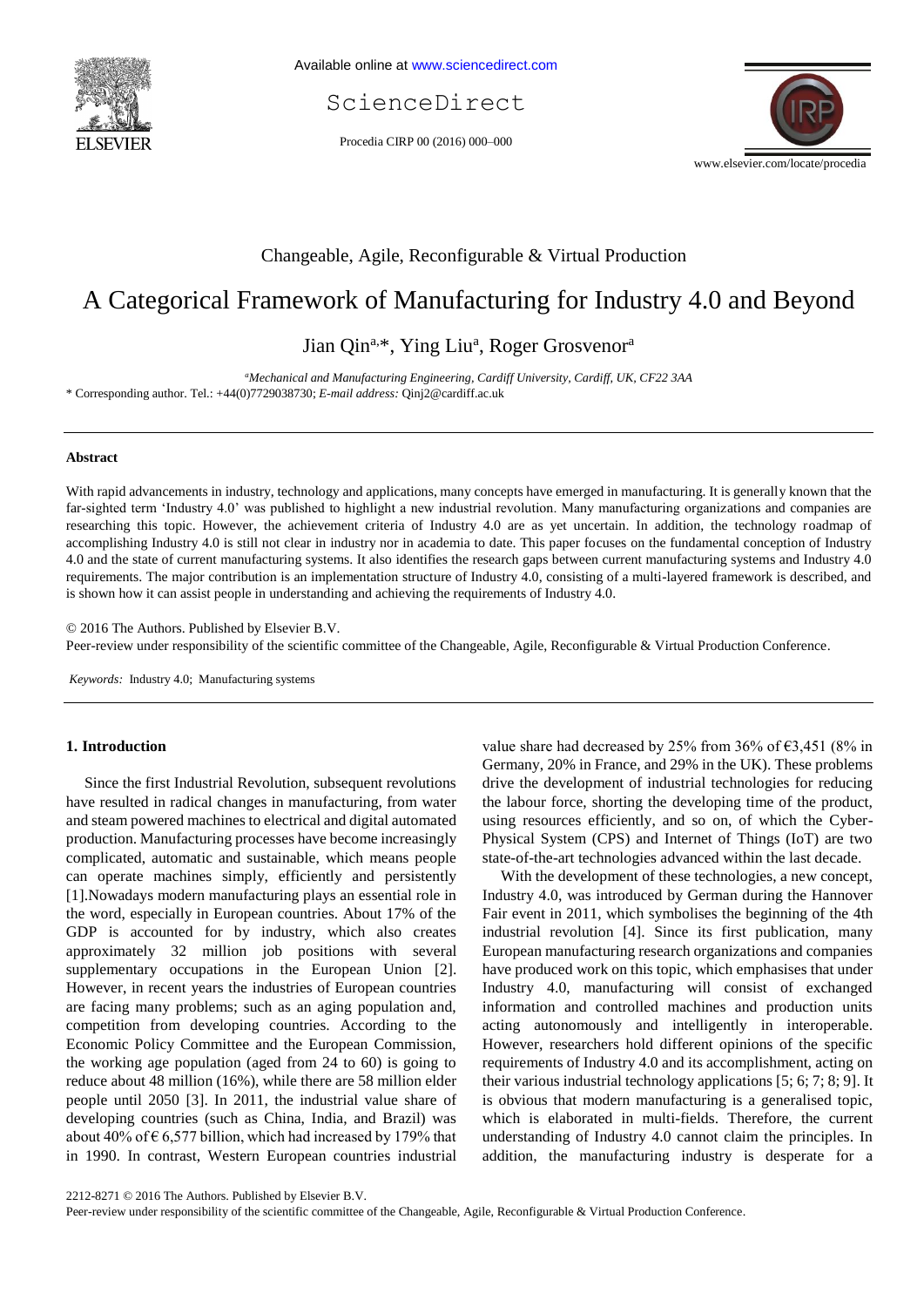Changeable, Agile, Reconfigurable & Virtual Production

# A Categorical Framework of Manufacturing for Industry 4.0 and Beyond

Jian Qin[a,*], Ying Liu[a], Roger Grosvenor[a]

[a] *Mechanical and Manufacturing Engineering, Cardiff University, Cardiff, UK, CF22 3AA*

\* Corresponding author. Tel.: +44(0)7729038730; *E-mail address:* Qinj2@cardiff.ac.uk

## Abstract

With rapid advancements in industry, technology and applications, many concepts have emerged in manufacturing. It is generally known that the far-sighted term 'Industry 4.0' was published to highlight a new industrial revolution. Many manufacturing organizations and companies are researching this topic. However, the achievement criteria of Industry 4.0 are as yet uncertain. In addition, the technology roadmap of accomplishing Industry 4.0 is still not clear in industry nor in academia to date. This paper focuses on the fundamental conception of Industry 4.0 and the state of current manufacturing systems. It also identifies the research gaps between current manufacturing systems and Industry 4.0 requirements. The major contribution is an implementation structure of Industry 4.0, consisting of a multi-layered framework is described, and is shown how it can assist people in understanding and achieving the requirements of Industry 4.0.

© 2016 The Authors. Published by Elsevier B.V.
Peer-review under responsibility of the scientific committee of the Changeable, Agile, Reconfigurable & Virtual Production Conference.

*Keywords:* Industry 4.0; Manufacturing systems

## 1. Introduction

Since the first Industrial Revolution, subsequent revolutions have resulted in radical changes in manufacturing, from water and steam powered machines to electrical and digital automated production. Manufacturing processes have become increasingly complicated, automatic and sustainable, which means people can operate machines simply, efficiently and persistently [1].Nowadays modern manufacturing plays an essential role in the word, especially in European countries. About 17% of the GDP is accounted for by industry, which also creates approximately 32 million job positions with several supplementary occupations in the European Union [2]. However, in recent years the industries of European countries are facing many problems; such as an aging population and, competition from developing countries. According to the Economic Policy Committee and the European Commission, the working age population (aged from 24 to 60) is going to reduce about 48 million (16%), while there are 58 million elder people until 2050 [3]. In 2011, the industrial value share of developing countries (such as China, India, and Brazil) was about 40% of € 6,577 billion, which had increased by 179% that in 1990. In contrast, Western European countries industrial value share had decreased by 25% from 36% of €3,451 (8% in Germany, 20% in France, and 29% in the UK). These problems drive the development of industrial technologies for reducing the labour force, shorting the developing time of the product, using resources efficiently, and so on, of which the Cyber-Physical System (CPS) and Internet of Things (IoT) are two state-of-the-art technologies advanced within the last decade.

With the development of these technologies, a new concept, Industry 4.0, was introduced by German during the Hannover Fair event in 2011, which symbolises the beginning of the 4th industrial revolution [4]. Since its first publication, many European manufacturing research organizations and companies have produced work on this topic, which emphasises that under Industry 4.0, manufacturing will consist of exchanged information and controlled machines and production units acting autonomously and intelligently in interoperable. However, researchers hold different opinions of the specific requirements of Industry 4.0 and its accomplishment, acting on their various industrial technology applications [5; 6; 7; 8; 9]. It is obvious that modern manufacturing is a generalised topic, which is elaborated in multi-fields. Therefore, the current understanding of Industry 4.0 cannot claim the principles. In addition, the manufacturing industry is desperate for a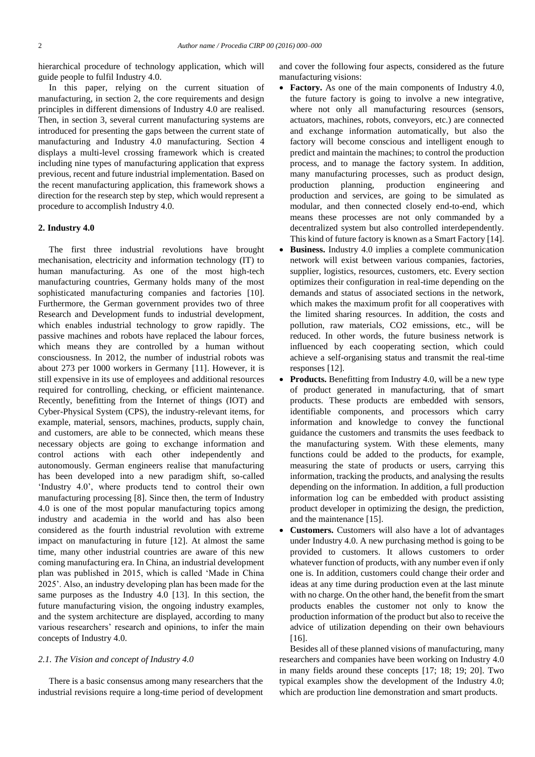hierarchical procedure of technology application, which will guide people to fulfil Industry 4.0.

In this paper, relying on the current situation of manufacturing, in section 2, the core requirements and design principles in different dimensions of Industry 4.0 are realised. Then, in section 3, several current manufacturing systems are introduced for presenting the gaps between the current state of manufacturing and Industry 4.0 manufacturing. Section 4 displays a multi-level crossing framework which is created including nine types of manufacturing application that express previous, recent and future industrial implementation. Based on the recent manufacturing application, this framework shows a direction for the research step by step, which would represent a procedure to accomplish Industry 4.0.

## 2. Industry 4.0

The first three industrial revolutions have brought mechanisation, electricity and information technology (IT) to human manufacturing. As one of the most high-tech manufacturing countries, Germany holds many of the most sophisticated manufacturing companies and factories [10]. Furthermore, the German government provides two of three Research and Development funds to industrial development, which enables industrial technology to grow rapidly. The passive machines and robots have replaced the labour forces, which means they are controlled by a human without consciousness. In 2012, the number of industrial robots was about 273 per 1000 workers in Germany [11]. However, it is still expensive in its use of employees and additional resources required for controlling, checking, or efficient maintenance. Recently, benefitting from the Internet of things (IOT) and Cyber-Physical System (CPS), the industry-relevant items, for example, material, sensors, machines, products, supply chain, and customers, are able to be connected, which means these necessary objects are going to exchange information and control actions with each other independently and autonomously. German engineers realise that manufacturing has been developed into a new paradigm shift, so-called 'Industry 4.0', where products tend to control their own manufacturing processing [8]. Since then, the term of Industry 4.0 is one of the most popular manufacturing topics among industry and academia in the world and has also been considered as the fourth industrial revolution with extreme impact on manufacturing in future [12]. At almost the same time, many other industrial countries are aware of this new coming manufacturing era. In China, an industrial development plan was published in 2015, which is called 'Made in China 2025'. Also, an industry developing plan has been made for the same purposes as the Industry 4.0 [13]. In this section, the future manufacturing vision, the ongoing industry examples, and the system architecture are displayed, according to many various researchers' research and opinions, to infer the main concepts of Industry 4.0.

### *2.1. The Vision and concept of Industry 4.0*

There is a basic consensus among many researchers that the industrial revisions require a long-time period of development and cover the following four aspects, considered as the future manufacturing visions:

- **Factory.** As one of the main components of Industry 4.0, the future factory is going to involve a new integrative, where not only all manufacturing resources (sensors, actuators, machines, robots, conveyors, etc.) are connected and exchange information automatically, but also the factory will become conscious and intelligent enough to predict and maintain the machines; to control the production process, and to manage the factory system. In addition, many manufacturing processes, such as product design, production planning, production engineering and production and services, are going to be simulated as modular, and then connected closely end-to-end, which means these processes are not only commanded by a decentralized system but also controlled interdependently. This kind of future factory is known as a Smart Factory [14].
- **Business.** Industry 4.0 implies a complete communication network will exist between various companies, factories, supplier, logistics, resources, customers, etc. Every section optimizes their configuration in real-time depending on the demands and status of associated sections in the network, which makes the maximum profit for all cooperatives with the limited sharing resources. In addition, the costs and pollution, raw materials, $CO_2$ emissions, etc., will be reduced. In other words, the future business network is influenced by each cooperating section, which could achieve a self-organising status and transmit the real-time responses [12].
- **Products.** Benefitting from Industry 4.0, will be a new type of product generated in manufacturing, that of smart products. These products are embedded with sensors, identifiable components, and processors which carry information and knowledge to convey the functional guidance the customers and transmits the uses feedback to the manufacturing system. With these elements, many functions could be added to the products, for example, measuring the state of products or users, carrying this information, tracking the products, and analysing the results depending on the information. In addition, a full production information log can be embedded with product assisting product developer in optimizing the design, the prediction, and the maintenance [15].
- **Customers.** Customers will also have a lot of advantages under Industry 4.0. A new purchasing method is going to be provided to customers. It allows customers to order whatever function of products, with any number even if only one is. In addition, customers could change their order and ideas at any time during production even at the last minute with no charge. On the other hand, the benefit from the smart products enables the customer not only to know the production information of the product but also to receive the advice of utilization depending on their own behaviours [16].

Besides all of these planned visions of manufacturing, many researchers and companies have been working on Industry 4.0 in many fields around these concepts [17; 18; 19; 20]. Two typical examples show the development of the Industry 4.0; which are production line demonstration and smart products.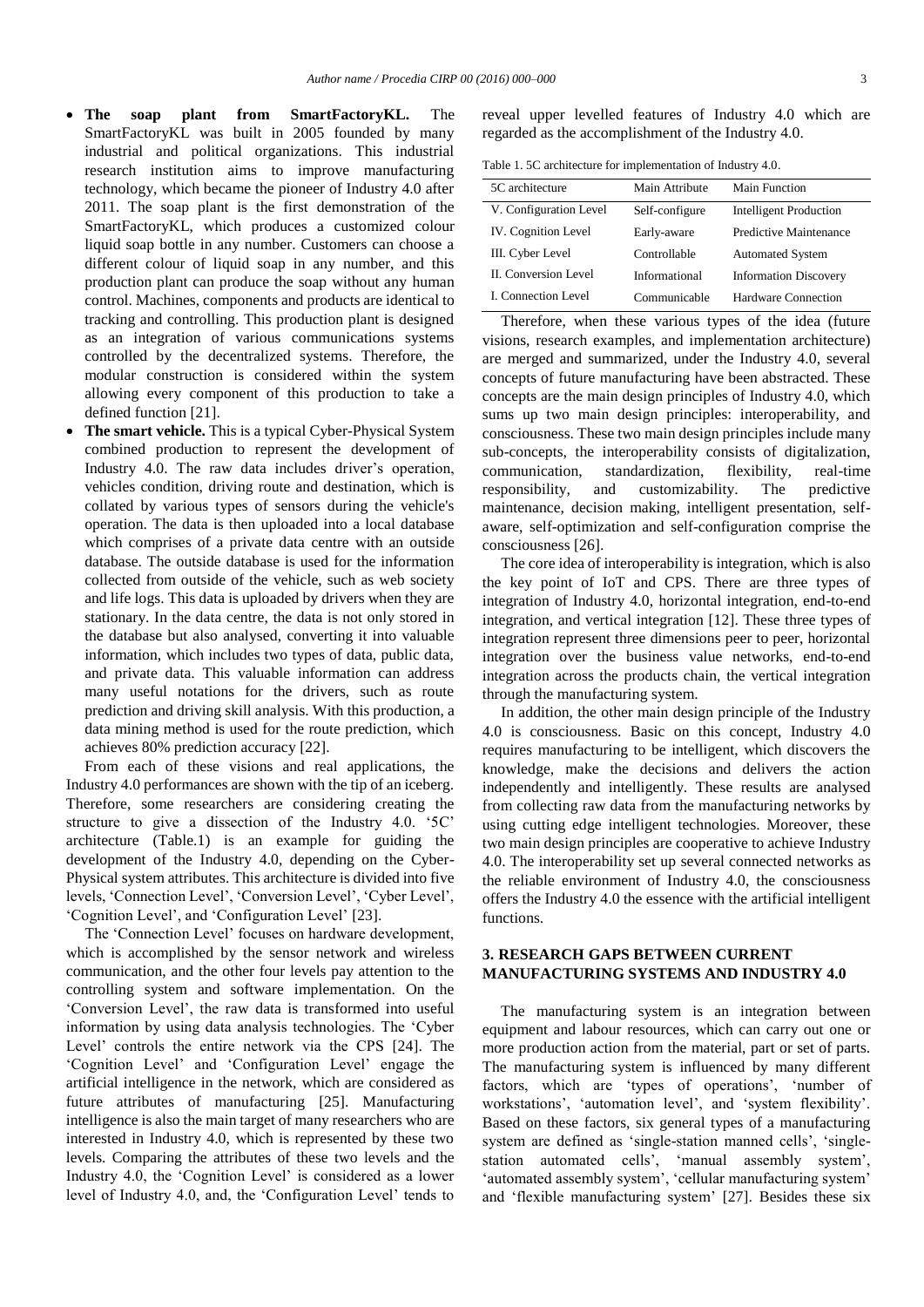- **The soap plant from SmartFactoryKL.** The SmartFactoryKL was built in 2005 founded by many industrial and political organizations. This industrial research institution aims to improve manufacturing technology, which became the pioneer of Industry 4.0 after 2011. The soap plant is the first demonstration of the SmartFactoryKL, which produces a customized colour liquid soap bottle in any number. Customers can choose a different colour of liquid soap in any number, and this production plant can produce the soap without any human control. Machines, components and products are identical to tracking and controlling. This production plant is designed as an integration of various communications systems controlled by the decentralized systems. Therefore, the modular construction is considered within the system allowing every component of this production to take a defined function [21].
- **The smart vehicle.** This is a typical Cyber-Physical System combined production to represent the development of Industry 4.0. The raw data includes driver's operation, vehicles condition, driving route and destination, which is collated by various types of sensors during the vehicle's operation. The data is then uploaded into a local database which comprises of a private data centre with an outside database. The outside database is used for the information collected from outside of the vehicle, such as web society and life logs. This data is uploaded by drivers when they are stationary. In the data centre, the data is not only stored in the database but also analysed, converting it into valuable information, which includes two types of data, public data, and private data. This valuable information can address many useful notations for the drivers, such as route prediction and driving skill analysis. With this production, a data mining method is used for the route prediction, which achieves 80% prediction accuracy [22].

From each of these visions and real applications, the Industry 4.0 performances are shown with the tip of an iceberg. Therefore, some researchers are considering creating the structure to give a dissection of the Industry 4.0. '5C' architecture (Table.1) is an example for guiding the development of the Industry 4.0, depending on the Cyber-Physical system attributes. This architecture is divided into five levels, 'Connection Level', 'Conversion Level', 'Cyber Level', 'Cognition Level', and 'Configuration Level' [23].

The 'Connection Level' focuses on hardware development, which is accomplished by the sensor network and wireless communication, and the other four levels pay attention to the controlling system and software implementation. On the 'Conversion Level', the raw data is transformed into useful information by using data analysis technologies. The 'Cyber Level' controls the entire network via the CPS [24]. The 'Cognition Level' and 'Configuration Level' engage the artificial intelligence in the network, which are considered as future attributes of manufacturing [25]. Manufacturing intelligence is also the main target of many researchers who are interested in Industry 4.0, which is represented by these two levels. Comparing the attributes of these two levels and the Industry 4.0, the 'Cognition Level' is considered as a lower level of Industry 4.0, and, the 'Configuration Level' tends to reveal upper levelled features of Industry 4.0 which are regarded as the accomplishment of the Industry 4.0.

Table 1. 5C architecture for implementation of Industry 4.0.

| 5C architecture | Main Attribute | Main Function |
|---|---|---|
| V. Configuration Level | Self-configure | Intelligent Production |
| IV. Cognition Level | Early-aware | Predictive Maintenance |
| III. Cyber Level | Controllable | Automated System |
| II. Conversion Level | Informational | Information Discovery |
| I. Connection Level | Communicable | Hardware Connection |

Therefore, when these various types of the idea (future visions, research examples, and implementation architecture) are merged and summarized, under the Industry 4.0, several concepts of future manufacturing have been abstracted. These concepts are the main design principles of Industry 4.0, which sums up two main design principles: interoperability, and consciousness. These two main design principles include many sub-concepts, the interoperability consists of digitalization, communication, standardization, flexibility, real-time responsibility, and customizability. The predictive maintenance, decision making, intelligent presentation, self-aware, self-optimization and self-configuration comprise the consciousness [26].

The core idea of interoperability is integration, which is also the key point of IoT and CPS. There are three types of integration of Industry 4.0, horizontal integration, end-to-end integration, and vertical integration [12]. These three types of integration represent three dimensions peer to peer, horizontal integration over the business value networks, end-to-end integration across the products chain, the vertical integration through the manufacturing system.

In addition, the other main design principle of the Industry 4.0 is consciousness. Basic on this concept, Industry 4.0 requires manufacturing to be intelligent, which discovers the knowledge, make the decisions and delivers the action independently and intelligently. These results are analysed from collecting raw data from the manufacturing networks by using cutting edge intelligent technologies. Moreover, these two main design principles are cooperative to achieve Industry 4.0. The interoperability set up several connected networks as the reliable environment of Industry 4.0, the consciousness offers the Industry 4.0 the essence with the artificial intelligent functions.

## 3. RESEARCH GAPS BETWEEN CURRENT MANUFACTURING SYSTEMS AND INDUSTRY 4.0

The manufacturing system is an integration between equipment and labour resources, which can carry out one or more production action from the material, part or set of parts. The manufacturing system is influenced by many different factors, which are 'types of operations', 'number of workstations', 'automation level', and 'system flexibility'. Based on these factors, six general types of a manufacturing system are defined as 'single-station manned cells', 'single-station automated cells', 'manual assembly system', 'automated assembly system', 'cellular manufacturing system' and 'flexible manufacturing system' [27]. Besides these six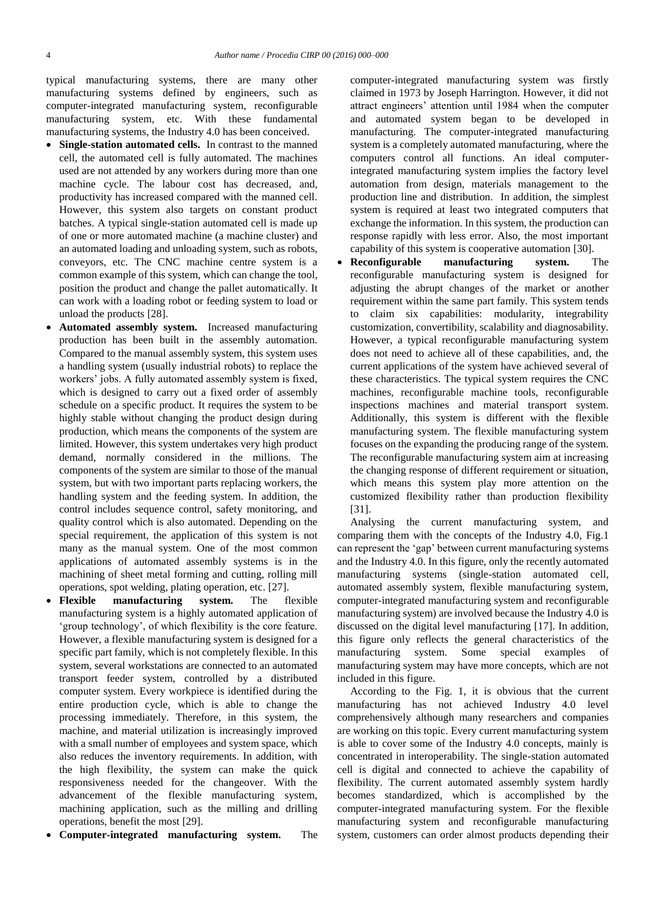typical manufacturing systems, there are many other manufacturing systems defined by engineers, such as computer-integrated manufacturing system, reconfigurable manufacturing system, etc. With these fundamental manufacturing systems, the Industry 4.0 has been conceived.

- **Single-station automated cells.** In contrast to the manned cell, the automated cell is fully automated. The machines used are not attended by any workers during more than one machine cycle. The labour cost has decreased, and, productivity has increased compared with the manned cell. However, this system also targets on constant product batches. A typical single-station automated cell is made up of one or more automated machine (a machine cluster) and an automated loading and unloading system, such as robots, conveyors, etc. The CNC machine centre system is a common example of this system, which can change the tool, position the product and change the pallet automatically. It can work with a loading robot or feeding system to load or unload the products [28].
- **Automated assembly system.** Increased manufacturing production has been built in the assembly automation. Compared to the manual assembly system, this system uses a handling system (usually industrial robots) to replace the workers' jobs. A fully automated assembly system is fixed, which is designed to carry out a fixed order of assembly schedule on a specific product. It requires the system to be highly stable without changing the product design during production, which means the components of the system are limited. However, this system undertakes very high product demand, normally considered in the millions. The components of the system are similar to those of the manual system, but with two important parts replacing workers, the handling system and the feeding system. In addition, the control includes sequence control, safety monitoring, and quality control which is also automated. Depending on the special requirement, the application of this system is not many as the manual system. One of the most common applications of automated assembly systems is in the machining of sheet metal forming and cutting, rolling mill operations, spot welding, plating operation, etc. [27].
- **Flexible manufacturing system.** The flexible manufacturing system is a highly automated application of 'group technology', of which flexibility is the core feature. However, a flexible manufacturing system is designed for a specific part family, which is not completely flexible. In this system, several workstations are connected to an automated transport feeder system, controlled by a distributed computer system. Every workpiece is identified during the entire production cycle, which is able to change the processing immediately. Therefore, in this system, the machine, and material utilization is increasingly improved with a small number of employees and system space, which also reduces the inventory requirements. In addition, with the high flexibility, the system can make the quick responsiveness needed for the changeover. With the advancement of the flexible manufacturing system, machining application, such as the milling and drilling operations, benefit the most [29].
- **Computer-integrated manufacturing system.** The computer-integrated manufacturing system was firstly claimed in 1973 by Joseph Harrington. However, it did not attract engineers' attention until 1984 when the computer and automated system began to be developed in manufacturing. The computer-integrated manufacturing system is a completely automated manufacturing, where the computers control all functions. An ideal computer-integrated manufacturing system implies the factory level automation from design, materials management to the production line and distribution. In addition, the simplest system is required at least two integrated computers that exchange the information. In this system, the production can response rapidly with less error. Also, the most important capability of this system is cooperative automation [30].
- **Reconfigurable manufacturing system.** The reconfigurable manufacturing system is designed for adjusting the abrupt changes of the market or another requirement within the same part family. This system tends to claim six capabilities: modularity, integrability customization, convertibility, scalability and diagnosability. However, a typical reconfigurable manufacturing system does not need to achieve all of these capabilities, and, the current applications of the system have achieved several of these characteristics. The typical system requires the CNC machines, reconfigurable machine tools, reconfigurable inspections machines and material transport system. Additionally, this system is different with the flexible manufacturing system. The flexible manufacturing system focuses on the expanding the producing range of the system. The reconfigurable manufacturing system aim at increasing the changing response of different requirement or situation, which means this system play more attention on the customized flexibility rather than production flexibility [31].

Analysing the current manufacturing system, and comparing them with the concepts of the Industry 4.0, Fig.1 can represent the 'gap' between current manufacturing systems and the Industry 4.0. In this figure, only the recently automated manufacturing systems (single-station automated cell, automated assembly system, flexible manufacturing system, computer-integrated manufacturing system and reconfigurable manufacturing system) are involved because the Industry 4.0 is discussed on the digital level manufacturing [17]. In addition, this figure only reflects the general characteristics of the manufacturing system. Some special examples of manufacturing system may have more concepts, which are not included in this figure.

According to the Fig. 1, it is obvious that the current manufacturing has not achieved Industry 4.0 level comprehensively although many researchers and companies are working on this topic. Every current manufacturing system is able to cover some of the Industry 4.0 concepts, mainly is concentrated in interoperability. The single-station automated cell is digital and connected to achieve the capability of flexibility. The current automated assembly system hardly becomes standardized, which is accomplished by the computer-integrated manufacturing system. For the flexible manufacturing system and reconfigurable manufacturing system, customers can order almost products depending their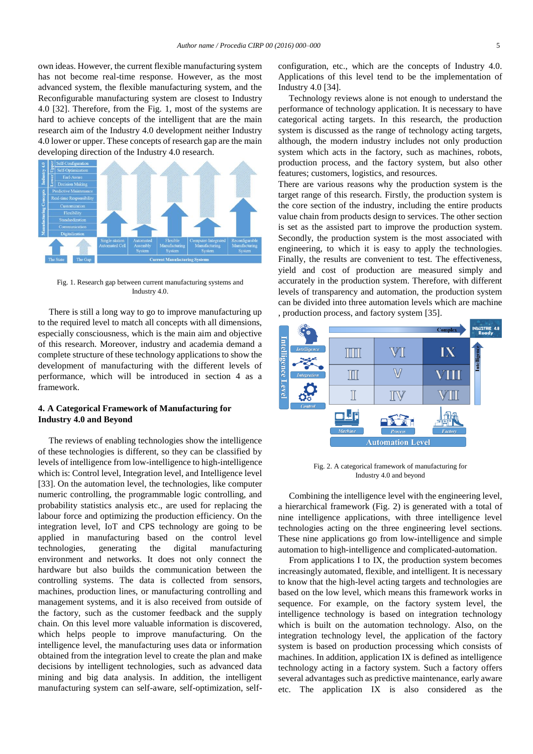own ideas. However, the current flexible manufacturing system has not become real-time response. However, as the most advanced system, the flexible manufacturing system, and the Reconfigurable manufacturing system are closest to Industry 4.0 [32]. Therefore, from the Fig. 1, most of the systems are hard to achieve concepts of the intelligent that are the main research aim of the Industry 4.0 development neither Industry 4.0 lower or upper. These concepts of research gap are the main developing direction of the Industry 4.0 research.

Industry 4.0
Upper
Lower
Manufacturing Concepts
Self-Configuration
Self-Optimization
Earl-Aware
Decision Making
Predictive Maintenance
Real-time Responsibility
Customization
Flexibility
Standardization
Communication
Digitalization
The State
The Gap
Single-station Automated Cell
Automated Assembly System
Flexible Manufacturing System
Computer-Integrated Manufacturing System
Reconfigurable Manufacturing System
Current Manufacturing Systems

Fig. 1. Research gap between current manufacturing systems and Industry 4.0.

There is still a long way to go to improve manufacturing up to the required level to match all concepts with all dimensions, especially consciousness, which is the main aim and objective of this research. Moreover, industry and academia demand a complete structure of these technology applications to show the development of manufacturing with the different levels of performance, which will be introduced in section 4 as a framework.

## 4. A Categorical Framework of Manufacturing for Industry 4.0 and Beyond

The reviews of enabling technologies show the intelligence of these technologies is different, so they can be classified by levels of intelligence from low-intelligence to high-intelligence which is: Control level, Integration level, and Intelligence level [33]. On the automation level, the technologies, like computer numeric controlling, the programmable logic controlling, and probability statistics analysis etc., are used for replacing the labour force and optimizing the production efficiency. On the integration level, IoT and CPS technology are going to be applied in manufacturing based on the control level technologies, generating the digital manufacturing environment and networks. It does not only connect the hardware but also builds the communication between the controlling systems. The data is collected from sensors, machines, production lines, or manufacturing controlling and management systems, and it is also received from outside of the factory, such as the customer feedback and the supply chain. On this level more valuable information is discovered, which helps people to improve manufacturing. On the intelligence level, the manufacturing uses data or information obtained from the integration level to create the plan and make decisions by intelligent technologies, such as advanced data mining and big data analysis. In addition, the intelligent manufacturing system can self-aware, self-optimization, self-configuration, etc., which are the concepts of Industry 4.0. Applications of this level tend to be the implementation of Industry 4.0 [34].

Technology reviews alone is not enough to understand the performance of technology application. It is necessary to have categorical acting targets. In this research, the production system is discussed as the range of technology acting targets, although, the modern industry includes not only production system which acts in the factory, such as machines, robots, production process, and the factory system, but also other features; customers, logistics, and resources.

There are various reasons why the production system is the target range of this research. Firstly, the production system is the core section of the industry, including the entire products value chain from products design to services. The other section is set as the assisted part to improve the production system. Secondly, the production system is the most associated with engineering, to which it is easy to apply the technologies. Finally, the results are convenient to test. The effectiveness, yield and cost of production are measured simply and accurately in the production system. Therefore, with different levels of transparency and automation, the production system can be divided into three automation levels which are machine , production process, and factory system [35].

Intelligence Level
Intelligence
Integration
Control
Complex
INDUSTRIE 4.0 Ready
Intelligence
III VI IX
II V VIII
I IV VII
Machine
Process
Factory
Automation Level

Fig. 2. A categorical framework of manufacturing for Industry 4.0 and beyond

Combining the intelligence level with the engineering level, a hierarchical framework (Fig. 2) is generated with a total of nine intelligence applications, with three intelligence level technologies acting on the three engineering level sections. These nine applications go from low-intelligence and simple automation to high-intelligence and complicated-automation.

From applications I to IX, the production system becomes increasingly automated, flexible, and intelligent. It is necessary to know that the high-level acting targets and technologies are based on the low level, which means this framework works in sequence. For example, on the factory system level, the intelligence technology is based on integration technology which is built on the automation technology. Also, on the integration technology level, the application of the factory system is based on production processing which consists of machines. In addition, application IX is defined as intelligence technology acting in a factory system. Such a factory offers several advantages such as predictive maintenance, early aware etc. The application IX is also considered as the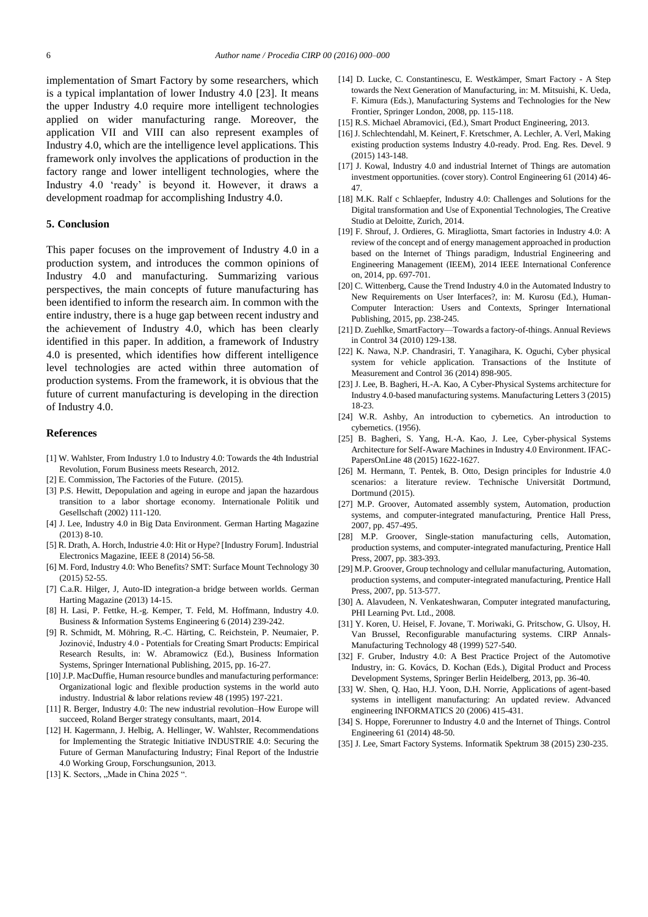implementation of Smart Factory by some researchers, which is a typical implantation of lower Industry 4.0 [23]. It means the upper Industry 4.0 require more intelligent technologies applied on wider manufacturing range. Moreover, the application VII and VIII can also represent examples of Industry 4.0, which are the intelligence level applications. This framework only involves the applications of production in the factory range and lower intelligent technologies, where the Industry 4.0 'ready' is beyond it. However, it draws a development roadmap for accomplishing Industry 4.0.

## 5. Conclusion

This paper focuses on the improvement of Industry 4.0 in a production system, and introduces the common opinions of Industry 4.0 and manufacturing. Summarizing various perspectives, the main concepts of future manufacturing has been identified to inform the research aim. In common with the entire industry, there is a huge gap between recent industry and the achievement of Industry 4.0, which has been clearly identified in this paper. In addition, a framework of Industry 4.0 is presented, which identifies how different intelligence level technologies are acted within three automation of production systems. From the framework, it is obvious that the future of current manufacturing is developing in the direction of Industry 4.0.

## References

[1] W. Wahlster, From Industry 1.0 to Industry 4.0: Towards the 4th Industrial Revolution, Forum Business meets Research, 2012.

[2] E. Commission, The Factories of the Future. (2015).

[3] P.S. Hewitt, Depopulation and ageing in europe and japan the hazardous transition to a labor shortage economy. Internationale Politik und Gesellschaft (2002) 111-120.

[4] J. Lee, Industry 4.0 in Big Data Environment. German Harting Magazine (2013) 8-10.

[5] R. Drath, A. Horch, Industrie 4.0: Hit or Hype? [Industry Forum]. Industrial Electronics Magazine, IEEE 8 (2014) 56-58.

[6] M. Ford, Industry 4.0: Who Benefits? SMT: Surface Mount Technology 30 (2015) 52-55.

[7] C.a.R. Hilger, J, Auto-ID integration-a bridge between worlds. German Harting Magazine (2013) 14-15.

[8] H. Lasi, P. Fettke, H.-g. Kemper, T. Feld, M. Hoffmann, Industry 4.0. Business & Information Systems Engineering 6 (2014) 239-242.

[9] R. Schmidt, M. Möhring, R.-C. Härting, C. Reichstein, P. Neumaier, P. Jozinović, Industry 4.0 - Potentials for Creating Smart Products: Empirical Research Results, in: W. Abramowicz (Ed.), Business Information Systems, Springer International Publishing, 2015, pp. 16-27.

[10] J.P. MacDuffie, Human resource bundles and manufacturing performance: Organizational logic and flexible production systems in the world auto industry. Industrial & labor relations review 48 (1995) 197-221.

[11] R. Berger, Industry 4.0: The new industrial revolution–How Europe will succeed, Roland Berger strategy consultants, maart, 2014.

[12] H. Kagermann, J. Helbig, A. Hellinger, W. Wahlster, Recommendations for Implementing the Strategic Initiative INDUSTRIE 4.0: Securing the Future of German Manufacturing Industry; Final Report of the Industrie 4.0 Working Group, Forschungsunion, 2013.

[13] K. Sectors, „Made in China 2025 ".

[14] D. Lucke, C. Constantinescu, E. Westkämper, Smart Factory - A Step towards the Next Generation of Manufacturing, in: M. Mitsuishi, K. Ueda, F. Kimura (Eds.), Manufacturing Systems and Technologies for the New Frontier, Springer London, 2008, pp. 115-118.

[15] R.S. Michael Abramovici, (Ed.), Smart Product Engineering, 2013.

[16] J. Schlechtendahl, M. Keinert, F. Kretschmer, A. Lechler, A. Verl, Making existing production systems Industry 4.0-ready. Prod. Eng. Res. Devel. 9 (2015) 143-148.

[17] J. Kowal, Industry 4.0 and industrial Internet of Things are automation investment opportunities. (cover story). Control Engineering 61 (2014) 46-47.

[18] M.K. Ralf c Schlaepfer, Industry 4.0: Challenges and Solutions for the Digital transformation and Use of Exponential Technologies, The Creative Studio at Deloitte, Zurich, 2014.

[19] F. Shrouf, J. Ordieres, G. Miragliotta, Smart factories in Industry 4.0: A review of the concept and of energy management approached in production based on the Internet of Things paradigm, Industrial Engineering and Engineering Management (IEEM), 2014 IEEE International Conference on, 2014, pp. 697-701.

[20] C. Wittenberg, Cause the Trend Industry 4.0 in the Automated Industry to New Requirements on User Interfaces?, in: M. Kurosu (Ed.), Human-Computer Interaction: Users and Contexts, Springer International Publishing, 2015, pp. 238-245.

[21] D. Zuehlke, SmartFactory—Towards a factory-of-things. Annual Reviews in Control 34 (2010) 129-138.

[22] K. Nawa, N.P. Chandrasiri, T. Yanagihara, K. Oguchi, Cyber physical system for vehicle application. Transactions of the Institute of Measurement and Control 36 (2014) 898-905.

[23] J. Lee, B. Bagheri, H.-A. Kao, A Cyber-Physical Systems architecture for Industry 4.0-based manufacturing systems. Manufacturing Letters 3 (2015) 18-23.

[24] W.R. Ashby, An introduction to cybernetics. An introduction to cybernetics. (1956).

[25] B. Bagheri, S. Yang, H.-A. Kao, J. Lee, Cyber-physical Systems Architecture for Self-Aware Machines in Industry 4.0 Environment. IFAC-PapersOnLine 48 (2015) 1622-1627.

[26] M. Hermann, T. Pentek, B. Otto, Design principles for Industrie 4.0 scenarios: a literature review. Technische Universität Dortmund, Dortmund (2015).

[27] M.P. Groover, Automated assembly system, Automation, production systems, and computer-integrated manufacturing, Prentice Hall Press, 2007, pp. 457-495.

[28] M.P. Groover, Single-station manufacturing cells, Automation, production systems, and computer-integrated manufacturing, Prentice Hall Press, 2007, pp. 383-393.

[29] M.P. Groover, Group technology and cellular manufacturing, Automation, production systems, and computer-integrated manufacturing, Prentice Hall Press, 2007, pp. 513-577.

[30] A. Alavudeen, N. Venkateshwaran, Computer integrated manufacturing, PHI Learning Pvt. Ltd., 2008.

[31] Y. Koren, U. Heisel, F. Jovane, T. Moriwaki, G. Pritschow, G. Ulsoy, H. Van Brussel, Reconfigurable manufacturing systems. CIRP Annals-Manufacturing Technology 48 (1999) 527-540.

[32] F. Gruber, Industry 4.0: A Best Practice Project of the Automotive Industry, in: G. Kovács, D. Kochan (Eds.), Digital Product and Process Development Systems, Springer Berlin Heidelberg, 2013, pp. 36-40.

[33] W. Shen, Q. Hao, H.J. Yoon, D.H. Norrie, Applications of agent-based systems in intelligent manufacturing: An updated review. Advanced engineering INFORMATICS 20 (2006) 415-431.

[34] S. Hoppe, Forerunner to Industry 4.0 and the Internet of Things. Control Engineering 61 (2014) 48-50.

[35] J. Lee, Smart Factory Systems. Informatik Spektrum 38 (2015) 230-235.